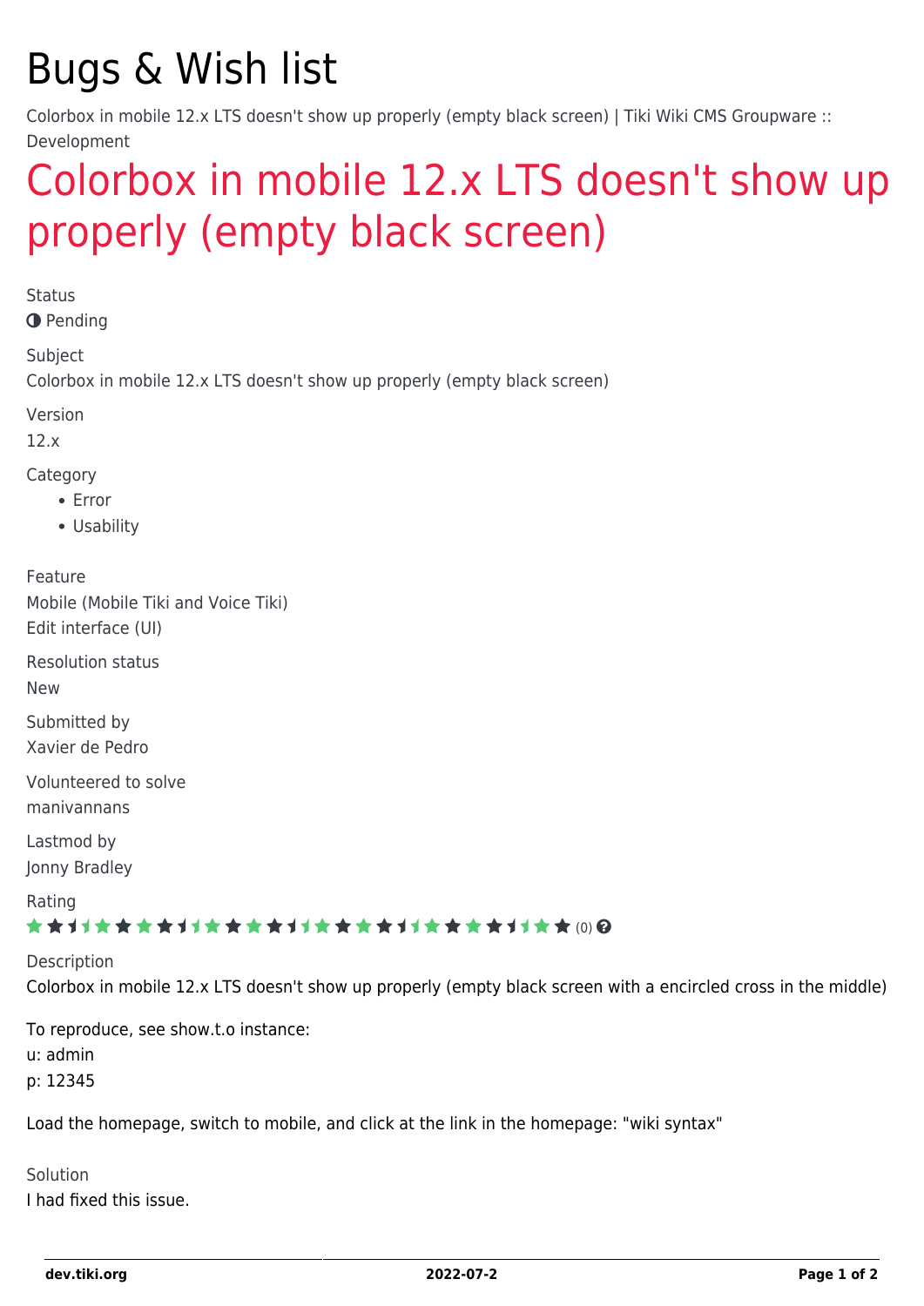# Bugs & Wish list

Colorbox in mobile 12.x LTS doesn't show up properly (empty black screen) | Tiki Wiki CMS Groupware :: Development

## Colorbox in mobile 12.x LTS doesn't show up properly (empty black screen)

Status

Pending

Subject

Colorbox in mobile 12.x LTS doesn't show up properly (empty black screen)

Version

12.x

Category

- Error
- Usability

Feature

Mobile (Mobile Tiki and Voice Tiki)
Edit interface (UI)

Resolution status

New

Submitted by

Xavier de Pedro

Volunteered to solve

manivannans

Lastmod by

Jonny Bradley

Rating

(0)

Description

Colorbox in mobile 12.x LTS doesn't show up properly (empty black screen with a encircled cross in the middle)

To reproduce, see show.t.o instance:
u: admin
p: 12345

Load the homepage, switch to mobile, and click at the link in the homepage: "wiki syntax"

Solution

I had fixed this issue.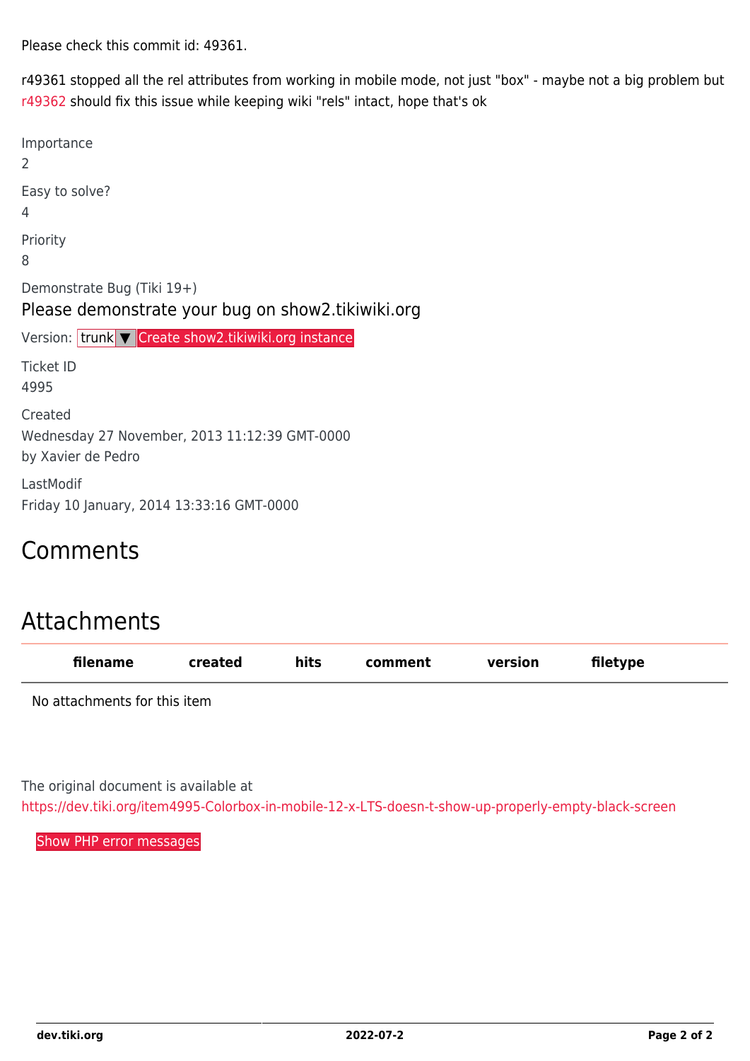Please check this commit id: 49361.

r49361 stopped all the rel attributes from working in mobile mode, not just "box" - maybe not a big problem but r49362 should fix this issue while keeping wiki "rels" intact, hope that's ok

Importance

2

Easy to solve?

4

Priority

8

Demonstrate Bug (Tiki 19+)

Please demonstrate your bug on show2.tikiwiki.org

Version: trunk ▼ Create show2.tikiwiki.org instance

Ticket ID

4995

Created

Wednesday 27 November, 2013 11:12:39 GMT-0000

by Xavier de Pedro

LastModif

Friday 10 January, 2014 13:33:16 GMT-0000

# Comments

# Attachments

| filename | created | hits | comment | version | filetype |
|---|---|---|---|---|---|
| No attachments for this item | | | | | |

The original document is available at

https://dev.tiki.org/item4995-Colorbox-in-mobile-12-x-LTS-doesn-t-show-up-properly-empty-black-screen

Show PHP error messages